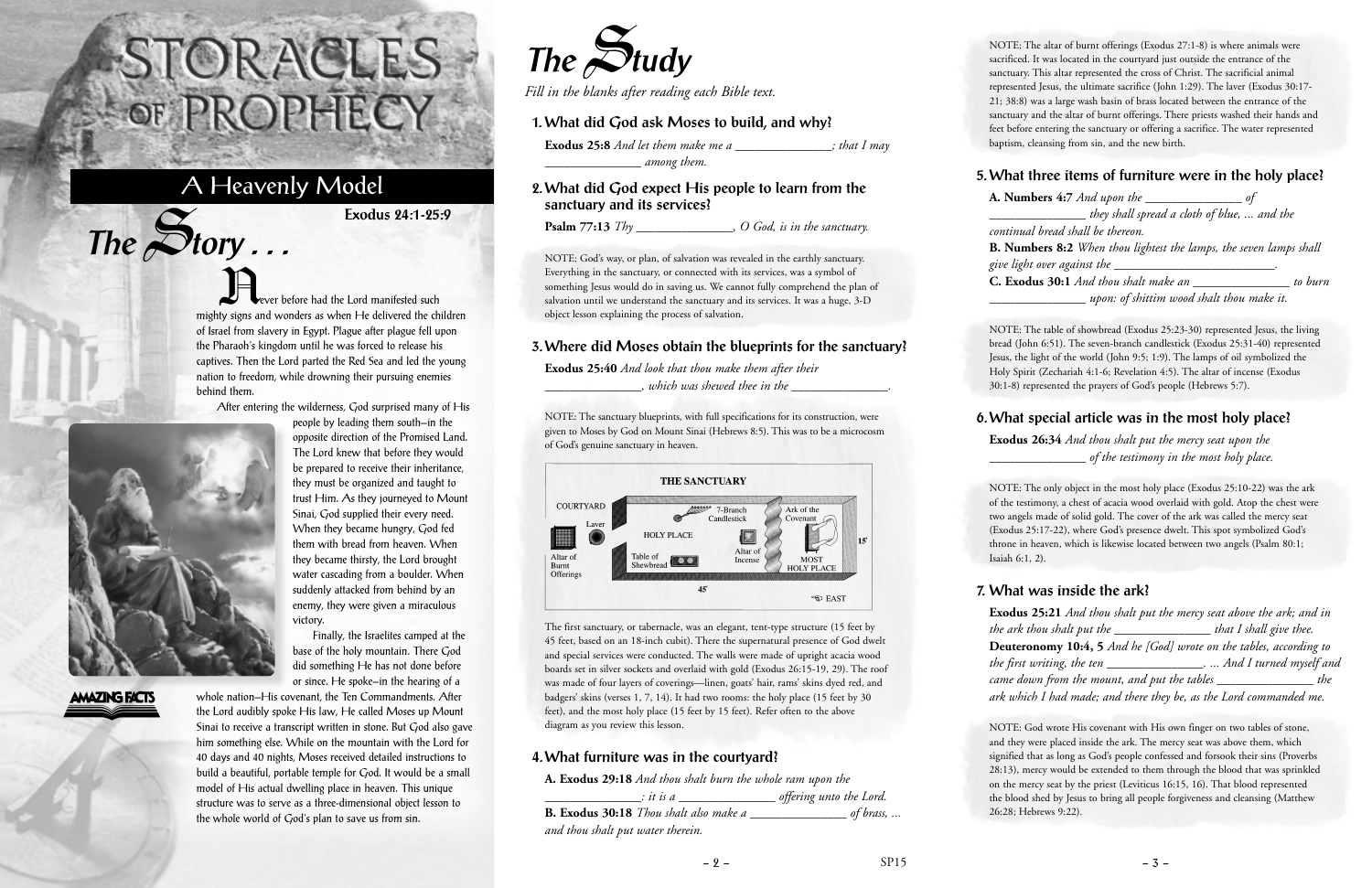# STORACLES OF PROPHECY

## A Heavenly Model

**Exodus 24:1-25:9**

## The Story . . .

Never before had the Lord manifested such mighty signs and wonders as when He delivered the children of Israel from slavery in Egypt. Plague after plague fell upon the Pharaoh's kingdom until he was forced to release his captives. Then the Lord parted the Red Sea and led the young nation to freedom, while drowning their pursuing enemies behind them.

After entering the wilderness, God surprised many of His people by leading them south—in the opposite direction of the Promised Land. The Lord knew that before they would be prepared to receive their inheritance, they must be organized and taught to trust Him. As they journeyed to Mount Sinai, God supplied their every need. When they became hungry, God fed them with bread from heaven. When they became thirsty, the Lord brought water cascading from a boulder. When suddenly attacked from behind by an enemy, they were given a miraculous victory.

Finally, the Israelites camped at the base of the holy mountain. There God did something He has not done before or since. He spoke—in the hearing of a whole nation—His covenant, the Ten Commandments. After the Lord audibly spoke His law, He called Moses up Mount Sinai to receive a transcript written in stone. But God also gave him something else. While on the mountain with the Lord for 40 days and 40 nights, Moses received detailed instructions to build a beautiful, portable temple for God. It would be a small model of His actual dwelling place in heaven. This unique structure was to serve as a three-dimensional object lesson to the whole world of God's plan to save us from sin.

AMAZING FACTS

## The Study

*Fill in the blanks after reading each Bible text.*

### 1. What did God ask Moses to build, and why?

**Exodus 25:8** *And let them make me a _______________; that I may _______________ among them.*

### 2. What did God expect His people to learn from the sanctuary and its services?

**Psalm 77:13** *Thy _______________, O God, is in the sanctuary.*

NOTE: God's way, or plan, of salvation was revealed in the earthly sanctuary. Everything in the sanctuary, or connected with its services, was a symbol of something Jesus would do in saving us. We cannot fully comprehend the plan of salvation until we understand the sanctuary and its services. It was a huge, 3-D object lesson explaining the process of salvation.

### 3. Where did Moses obtain the blueprints for the sanctuary?

**Exodus 25:40** *And look that thou make them after their _______________, which was shewed thee in the _______________.*

NOTE: The sanctuary blueprints, with full specifications for its construction, were given to Moses by God on Mount Sinai (Hebrews 8:5). This was to be a microcosm of God's genuine sanctuary in heaven.

**THE SANCTUARY**

COURTYARD — Laver — Altar of Burnt Offerings — HOLY PLACE — 7-Branch Candlestick — Table of Shewbread — Altar of Incense — Ark of the Covenant — MOST HOLY PLACE — 15' — 45' — EAST

The first sanctuary, or tabernacle, was an elegant, tent-type structure (15 feet by 45 feet, based on an 18-inch cubit). There the supernatural presence of God dwelt and special services were conducted. The walls were made of upright acacia wood boards set in silver sockets and overlaid with gold (Exodus 26:15-19, 29). The roof was made of four layers of coverings—linen, goats' hair, rams' skins dyed red, and badgers' skins (verses 1, 7, 14). It had two rooms: the holy place (15 feet by 30 feet), and the most holy place (15 feet by 15 feet). Refer often to the above diagram as you review this lesson.

### 4. What furniture was in the courtyard?

**A. Exodus 29:18** *And thou shalt burn the whole ram upon the _______________: it is a _______________ offering unto the Lord.*

**B. Exodus 30:18** *Thou shalt also make a _______________ of brass, ... and thou shalt put water therein.*

NOTE: The altar of burnt offerings (Exodus 27:1-8) is where animals were sacrificed. It was located in the courtyard just outside the entrance of the sanctuary. This altar represented the cross of Christ. The sacrificial animal represented Jesus, the ultimate sacrifice (John 1:29). The laver (Exodus 30:17-21; 38:8) was a large wash basin of brass located between the entrance of the sanctuary and the altar of burnt offerings. There priests washed their hands and feet before entering the sanctuary or offering a sacrifice. The water represented baptism, cleansing from sin, and the new birth.

### 5. What three items of furniture were in the holy place?

**A. Numbers 4:7** *And upon the _______________ of _______________ they shall spread a cloth of blue, ... and the continual bread shall be thereon.*

**B. Numbers 8:2** *When thou lightest the lamps, the seven lamps shall give light over against the _______________.*

**C. Exodus 30:1** *And thou shalt make an _______________ to burn _______________ upon: of shittim wood shalt thou make it.*

NOTE: The table of showbread (Exodus 25:23-30) represented Jesus, the living bread (John 6:51). The seven-branch candlestick (Exodus 25:31-40) represented Jesus, the light of the world (John 9:5; 1:9). The lamps of oil symbolized the Holy Spirit (Zechariah 4:1-6; Revelation 4:5). The altar of incense (Exodus 30:1-8) represented the prayers of God's people (Hebrews 5:7).

### 6. What special article was in the most holy place?

**Exodus 26:34** *And thou shalt put the mercy seat upon the _______________ of the testimony in the most holy place.*

NOTE: The only object in the most holy place (Exodus 25:10-22) was the ark of the testimony, a chest of acacia wood overlaid with gold. Atop the chest were two angels made of solid gold. The cover of the ark was called the mercy seat (Exodus 25:17-22), where God's presence dwelt. This spot symbolized God's throne in heaven, which is likewise located between two angels (Psalm 80:1; Isaiah 6:1, 2).

### 7. What was inside the ark?

**Exodus 25:21** *And thou shalt put the mercy seat above the ark; and in the ark thou shalt put the _______________ that I shall give thee.*

**Deuteronomy 10:4, 5** *And he [God] wrote on the tables, according to the first writing, the ten _______________. ... And I turned myself and came down from the mount, and put the tables _______________ the ark which I had made; and there they be, as the Lord commanded me.*

NOTE: God wrote His covenant with His own finger on two tables of stone, and they were placed inside the ark. The mercy seat was above them, which signified that as long as God's people confessed and forsook their sins (Proverbs 28:13), mercy would be extended to them through the blood that was sprinkled on the mercy seat by the priest (Leviticus 16:15, 16). That blood represented the blood shed by Jesus to bring all people forgiveness and cleansing (Matthew 26:28; Hebrews 9:22).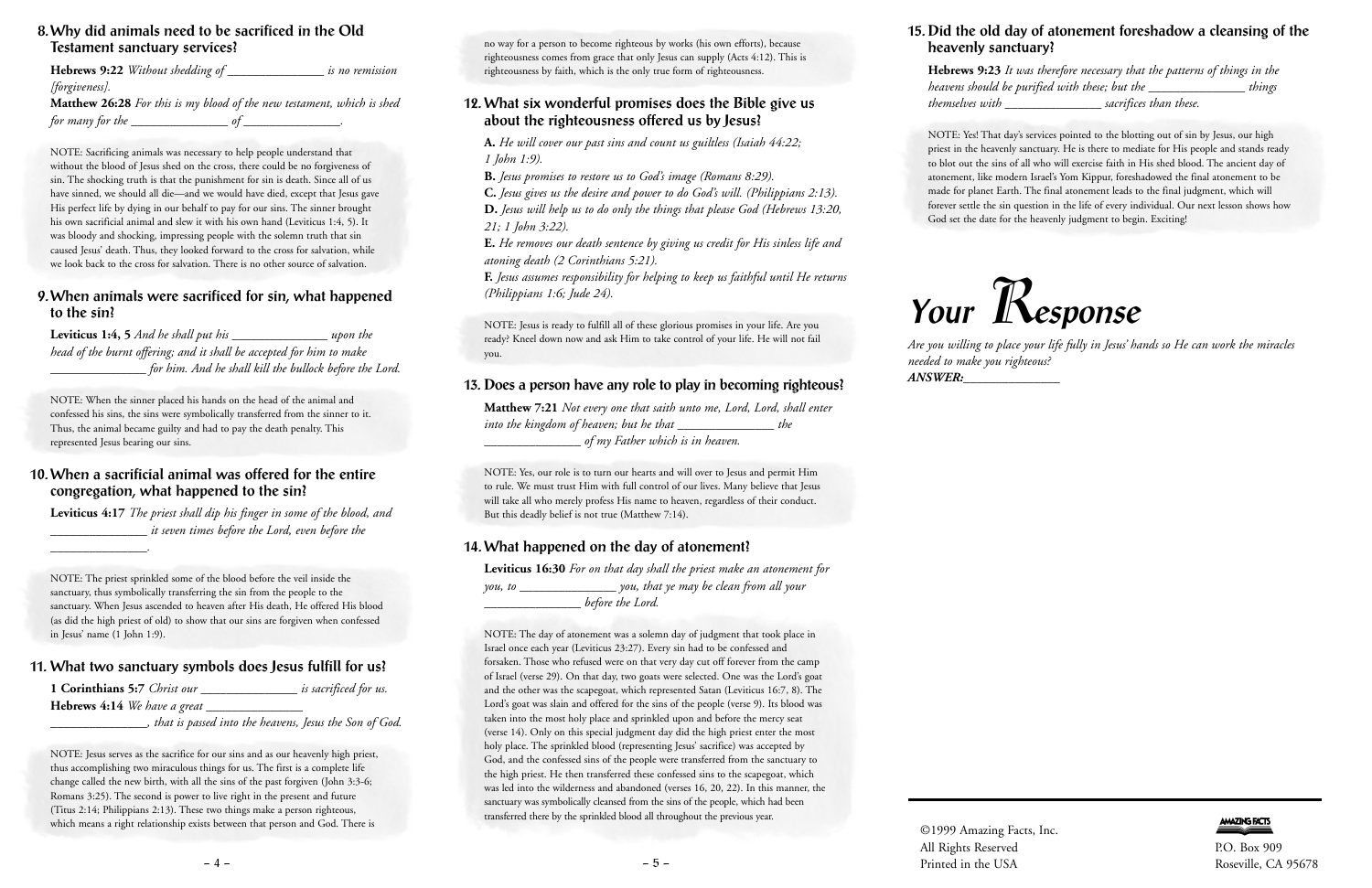## 8. Why did animals need to be sacrificed in the Old Testament sanctuary services?

**Hebrews 9:22** *Without shedding of _______________ is no remission [forgiveness].*

**Matthew 26:28** *For this is my blood of the new testament, which is shed for many for the _______________ of _______________.*

NOTE: Sacrificing animals was necessary to help people understand that without the blood of Jesus shed on the cross, there could be no forgiveness of sin. The shocking truth is that the punishment for sin is death. Since all of us have sinned, we should all die—and we would have died, except that Jesus gave His perfect life by dying in our behalf to pay for our sins. The sinner brought his own sacrificial animal and slew it with his own hand (Leviticus 1:4, 5). It was bloody and shocking, impressing people with the solemn truth that sin caused Jesus' death. Thus, they looked forward to the cross for salvation, while we look back to the cross for salvation. There is no other source of salvation.

## 9. When animals were sacrificed for sin, what happened to the sin?

**Leviticus 1:4, 5** *And he shall put his _______________ upon the head of the burnt offering; and it shall be accepted for him to make _______________ for him. And he shall kill the bullock before the Lord.*

NOTE: When the sinner placed his hands on the head of the animal and confessed his sins, the sins were symbolically transferred from the sinner to it. Thus, the animal became guilty and had to pay the death penalty. This represented Jesus bearing our sins.

## 10. When a sacrificial animal was offered for the entire congregation, what happened to the sin?

**Leviticus 4:17** *The priest shall dip his finger in some of the blood, and _______________ it seven times before the Lord, even before the _______________.*

NOTE: The priest sprinkled some of the blood before the veil inside the sanctuary, thus symbolically transferring the sin from the people to the sanctuary. When Jesus ascended to heaven after His death, He offered His blood (as did the high priest of old) to show that our sins are forgiven when confessed in Jesus' name (1 John 1:9).

## 11. What two sanctuary symbols does Jesus fulfill for us?

**1 Corinthians 5:7** *Christ our _______________ is sacrificed for us.*

**Hebrews 4:14** *We have a great _______________ _______________, that is passed into the heavens, Jesus the Son of God.*

NOTE: Jesus serves as the sacrifice for our sins and as our heavenly high priest, thus accomplishing two miraculous things for us. The first is a complete life change called the new birth, with all the sins of the past forgiven (John 3:3-6; Romans 3:25). The second is power to live right in the present and future (Titus 2:14; Philippians 2:13). These two things make a person righteous, which means a right relationship exists between that person and God. There is no way for a person to become righteous by works (his own efforts), because righteousness comes from grace that only Jesus can supply (Acts 4:12). This is righteousness by faith, which is the only true form of righteousness.

## 12. What six wonderful promises does the Bible give us about the righteousness offered us by Jesus?

**A.** *He will cover our past sins and count us guiltless (Isaiah 44:22; 1 John 1:9).*

**B.** *Jesus promises to restore us to God's image (Romans 8:29).*

**C.** *Jesus gives us the desire and power to do God's will. (Philippians 2:13).*

**D.** *Jesus will help us to do only the things that please God (Hebrews 13:20, 21; 1 John 3:22).*

**E.** *He removes our death sentence by giving us credit for His sinless life and atoning death (2 Corinthians 5:21).*

**F.** *Jesus assumes responsibility for helping to keep us faithful until He returns (Philippians 1:6; Jude 24).*

NOTE: Jesus is ready to fulfill all of these glorious promises in your life. Are you ready? Kneel down now and ask Him to take control of your life. He will not fail you.

## 13. Does a person have any role to play in becoming righteous?

**Matthew 7:21** *Not every one that saith unto me, Lord, Lord, shall enter into the kingdom of heaven; but he that _______________ the _______________ of my Father which is in heaven.*

NOTE: Yes, our role is to turn our hearts and will over to Jesus and permit Him to rule. We must trust Him with full control of our lives. Many believe that Jesus will take all who merely profess His name to heaven, regardless of their conduct. But this deadly belief is not true (Matthew 7:14).

## 14. What happened on the day of atonement?

**Leviticus 16:30** *For on that day shall the priest make an atonement for you, to _______________ you, that ye may be clean from all your _______________ before the Lord.*

NOTE: The day of atonement was a solemn day of judgment that took place in Israel once each year (Leviticus 23:27). Every sin had to be confessed and forsaken. Those who refused were on that very day cut off forever from the camp of Israel (verse 29). On that day, two goats were selected. One was the Lord's goat and the other was the scapegoat, which represented Satan (Leviticus 16:7, 8). The Lord's goat was slain and offered for the sins of the people (verse 9). Its blood was taken into the most holy place and sprinkled upon and before the mercy seat (verse 14). Only on this special judgment day did the high priest enter the most holy place. The sprinkled blood (representing Jesus' sacrifice) was accepted by God, and the confessed sins of the people were transferred from the sanctuary to the high priest. He then transferred these confessed sins to the scapegoat, which was led into the wilderness and abandoned (verses 16, 20, 22). In this manner, the sanctuary was symbolically cleansed from the sins of the people, which had been transferred there by the sprinkled blood all throughout the previous year.

## 15. Did the old day of atonement foreshadow a cleansing of the heavenly sanctuary?

**Hebrews 9:23** *It was therefore necessary that the patterns of things in the heavens should be purified with these; but the _______________ things themselves with _______________ sacrifices than these.*

NOTE: Yes! That day's services pointed to the blotting out of sin by Jesus, our high priest in the heavenly sanctuary. He is there to mediate for His people and stands ready to blot out the sins of all who will exercise faith in His shed blood. The ancient day of atonement, like modern Israel's Yom Kippur, foreshadowed the final atonement to be made for planet Earth. The final atonement leads to the final judgment, which will forever settle the sin question in the life of every individual. Our next lesson shows how God set the date for the heavenly judgment to begin. Exciting!

# Your Response

*Are you willing to place your life fully in Jesus' hands so He can work the miracles needed to make you righteous?*

***ANSWER:_______________***

©1999 Amazing Facts, Inc.
All Rights Reserved
Printed in the USA

AMAZING FACTS
P.O. Box 909
Roseville, CA 95678